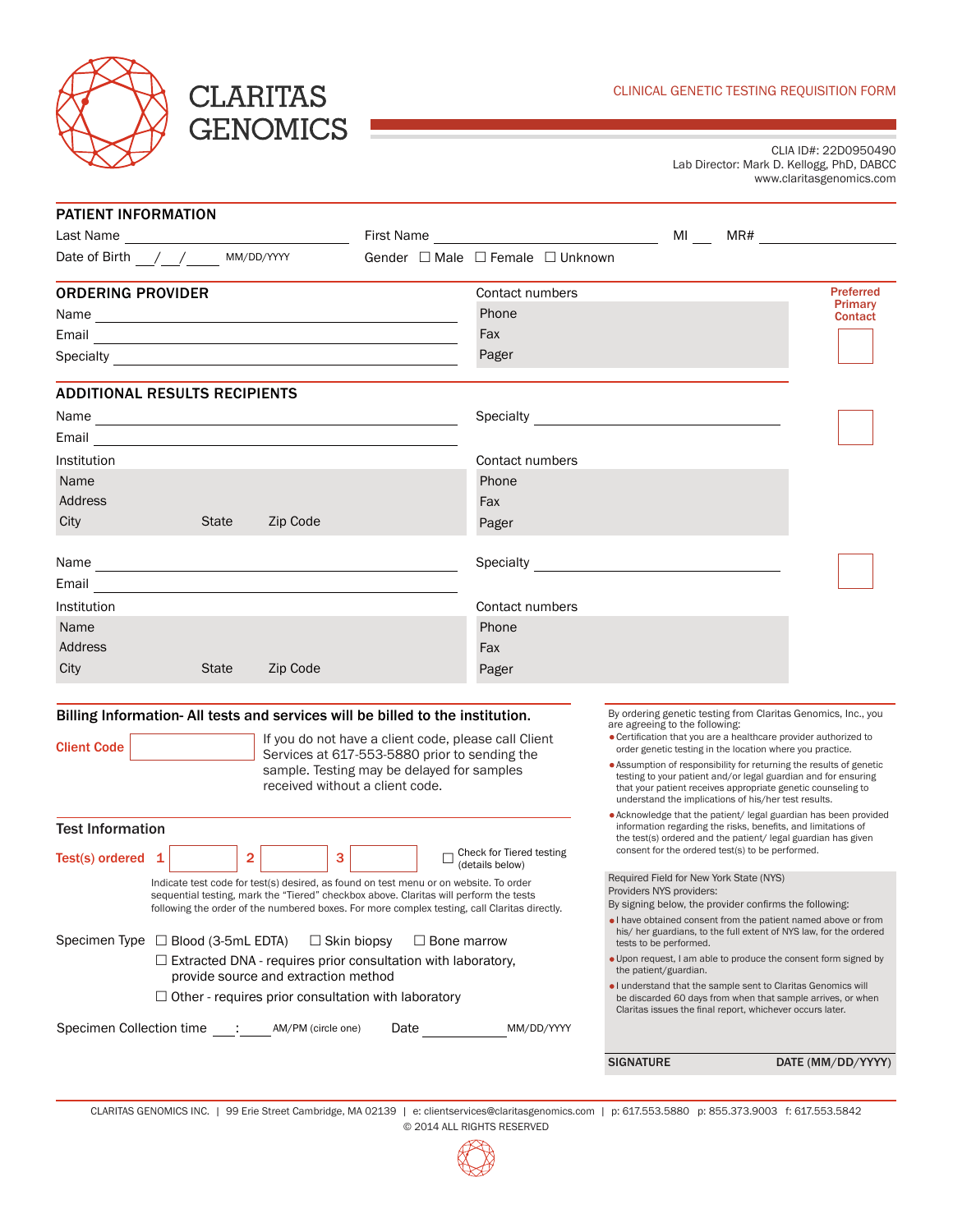# CLARITAS GENOMICS

CLINICAL GENETIC TESTING REQUISITION FORM

CLIA ID#: 22D0950490
Lab Director: Mark D. Kellogg, PhD, DABCC
www.claritasgenomics.com

## PATIENT INFORMATION

Last Name ______________________ First Name ______________________ MI ___ MR# ______________

Date of Birth ___/___/_____ MM/DD/YYYY Gender ☐ Male ☐ Female ☐ Unknown

## ORDERING PROVIDER

Name ______________________

Email ______________________

Specialty ______________________

Contact numbers

Phone

Fax

Pager

Preferred Primary Contact ☐

## ADDITIONAL RESULTS RECIPIENTS

Name ______________________ Specialty ______________________ ☐

Email ______________________

Institution

Name

Address

City State Zip Code

Contact numbers

Phone

Fax

Pager

Name ______________________ Specialty ______________________ ☐

Email ______________________

Institution

Name

Address

City State Zip Code

Contact numbers

Phone

Fax

Pager

## Billing Information- All tests and services will be billed to the institution.

Client Code ______

If you do not have a client code, please call Client Services at 617-553-5880 prior to sending the sample. Testing may be delayed for samples received without a client code.

## Test Information

Test(s) ordered 1 ______ 2 ______ 3 ______ ☐ Check for Tiered testing (details below)

Indicate test code for test(s) desired, as found on test menu or on website. To order sequential testing, mark the "Tiered" checkbox above. Claritas will perform the tests following the order of the numbered boxes. For more complex testing, call Claritas directly.

Specimen Type ☐ Blood (3-5mL EDTA) ☐ Skin biopsy ☐ Bone marrow

☐ Extracted DNA - requires prior consultation with laboratory, provide source and extraction method

☐ Other - requires prior consultation with laboratory

Specimen Collection time ___:___ AM/PM (circle one) Date ____________ MM/DD/YYYY

By ordering genetic testing from Claritas Genomics, Inc., you are agreeing to the following:

- Certification that you are a healthcare provider authorized to order genetic testing in the location where you practice.
- Assumption of responsibility for returning the results of genetic testing to your patient and/or legal guardian and for ensuring that your patient receives appropriate genetic counseling to understand the implications of his/her test results.
- Acknowledge that the patient/ legal guardian has been provided information regarding the risks, benefits, and limitations of the test(s) ordered and the patient/ legal guardian has given consent for the ordered test(s) to be performed.

Required Field for New York State (NYS) Providers NYS providers:
By signing below, the provider confirms the following:

- I have obtained consent from the patient named above or from his/ her guardians, to the full extent of NYS law, for the ordered tests to be performed.
- Upon request, I am able to produce the consent form signed by the patient/guardian.
- I understand that the sample sent to Claritas Genomics will be discarded 60 days from when that sample arrives, or when Claritas issues the final report, whichever occurs later.

SIGNATURE DATE (MM/DD/YYYY)

CLARITAS GENOMICS INC. | 99 Erie Street Cambridge, MA 02139 | e: clientservices@claritasgenomics.com | p: 617.553.5880 p: 855.373.9003 f: 617.553.5842

© 2014 ALL RIGHTS RESERVED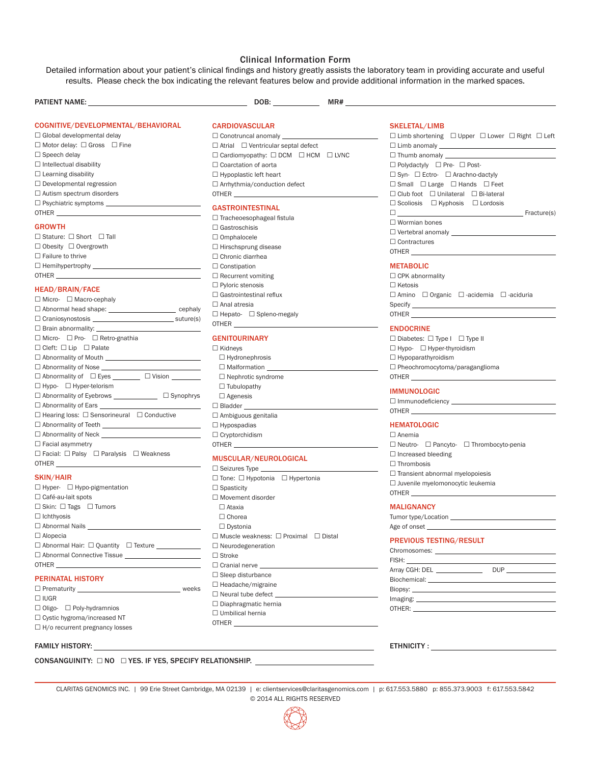# Clinical Information Form

Detailed information about your patient's clinical findings and history greatly assists the laboratory team in providing accurate and useful results. Please check the box indicating the relevant features below and provide additional information in the marked spaces.

**PATIENT NAME:** ______________________ **DOB:** __________ **MR#** ______________________

## COGNITIVE/DEVELOPMENTAL/BEHAVIORAL

- ☐ Global developmental delay
- ☐ Motor delay: ☐ Gross ☐ Fine
- ☐ Speech delay
- ☐ Intellectual disability
- ☐ Learning disability
- ☐ Developmental regression
- ☐ Autism spectrum disorders
- ☐ Psychiatric symptoms ____________
- OTHER ____________

## GROWTH

- ☐ Stature: ☐ Short ☐ Tall
- ☐ Obesity ☐ Overgrowth
- ☐ Failure to thrive
- ☐ Hemihypertrophy ____________
- OTHER ____________

## HEAD/BRAIN/FACE

- ☐ Micro- ☐ Macro-cephaly
- ☐ Abnormal head shape: __________ cephaly
- ☐ Craniosynostosis __________ suture(s)
- ☐ Brain abnormality: ____________
- ☐ Micro- ☐ Pro- ☐ Retro-gnathia
- ☐ Cleft: ☐ Lip ☐ Palate
- ☐ Abnormality of Mouth ____________
- ☐ Abnormality of Nose ____________
- ☐ Abnormality of ☐ Eyes ______ ☐ Vision ______
- ☐ Hypo- ☐ Hyper-telorism
- ☐ Abnormality of Eyebrows ______ ☐ Synophrys
- ☐ Abnormality of Ears ____________
- ☐ Hearing loss: ☐ Sensorineural ☐ Conductive
- ☐ Abnormality of Teeth ____________
- ☐ Abnormality of Neck ____________
- ☐ Facial asymmetry
- ☐ Facial: ☐ Palsy ☐ Paralysis ☐ Weakness
- OTHER ____________

## SKIN/HAIR

- ☐ Hyper- ☐ Hypo-pigmentation
- ☐ Café-au-lait spots
- ☐ Skin: ☐ Tags ☐ Tumors
- ☐ Ichthyosis
- ☐ Abnormal Nails ____________
- ☐ Alopecia
- ☐ Abnormal Hair: ☐ Quantity ☐ Texture ______
- ☐ Abnormal Connective Tissue ____________
- OTHER ____________

## PERINATAL HISTORY

- ☐ Prematurity __________ weeks
- ☐ IUGR
- ☐ Oligo- ☐ Poly-hydramnios
- ☐ Cystic hygroma/increased NT
- ☐ H/o recurrent pregnancy losses

## CARDIOVASCULAR

- ☐ Conotruncal anomaly ____________
- ☐ Atrial ☐ Ventricular septal defect
- ☐ Cardiomyopathy: ☐ DCM ☐ HCM ☐ LVNC
- ☐ Coarctation of aorta
- ☐ Hypoplastic left heart
- ☐ Arrhythmia/conduction defect
- OTHER ____________

## GASTROINTESTINAL

- ☐ Tracheoesophageal fistula
- ☐ Gastroschisis
- ☐ Omphalocele
- ☐ Hirschsprung disease
- ☐ Chronic diarrhea
- ☐ Constipation
- ☐ Recurrent vomiting
- ☐ Pyloric stenosis
- ☐ Gastrointestinal reflux
- ☐ Anal atresia
- ☐ Hepato- ☐ Spleno-megaly
- OTHER ____________

## GENITOURINARY

- ☐ Kidneys
  - ☐ Hydronephrosis
  - ☐ Malformation ____________
  - ☐ Nephrotic syndrome
  - ☐ Tubulopathy
  - ☐ Agenesis
- ☐ Bladder ____________
- ☐ Ambiguous genitalia
- ☐ Hypospadias
- ☐ Cryptorchidism
- OTHER ____________

## MUSCULAR/NEUROLOGICAL

- ☐ Seizures Type ____________
- ☐ Tone: ☐ Hypotonia ☐ Hypertonia
- ☐ Spasticity
- ☐ Movement disorder
  - ☐ Ataxia
  - ☐ Chorea
  - ☐ Dystonia
- ☐ Muscle weakness: ☐ Proximal ☐ Distal
- ☐ Neurodegeneration
- ☐ Stroke
- ☐ Cranial nerve ____________
- ☐ Sleep disturbance
- ☐ Headache/migraine
- ☐ Neural tube defect ____________
- ☐ Diaphragmatic hernia
- ☐ Umbilical hernia
- OTHER ____________

## SKELETAL/LIMB

- ☐ Limb shortening ☐ Upper ☐ Lower ☐ Right ☐ Left
- ☐ Limb anomaly ____________
- ☐ Thumb anomaly ____________
- ☐ Polydactyly ☐ Pre- ☐ Post-
- ☐ Syn- ☐ Ectro- ☐ Arachno-dactyly
- ☐ Small ☐ Large ☐ Hands ☐ Feet
- ☐ Club foot ☐ Unilateral ☐ Bi-lateral
- ☐ Scoliosis ☐ Kyphosis ☐ Lordosis
- ☐ ____________ Fracture(s)
- ☐ Wormian bones
- ☐ Vertebral anomaly ____________
- ☐ Contractures
- OTHER ____________

## METABOLIC

- ☐ CPK abnormality
- ☐ Ketosis
- ☐ Amino ☐ Organic ☐ -acidemia ☐ -aciduria
- Specify ____________
- OTHER ____________

## ENDOCRINE

- ☐ Diabetes: ☐ Type I ☐ Type II
- ☐ Hypo- ☐ Hyper-thyroidism
- ☐ Hypoparathyroidism
- ☐ Pheochromocytoma/paraganglioma
- OTHER ____________

## IMMUNOLOGIC

- ☐ Immunodeficiency ____________
- OTHER ____________

## HEMATOLOGIC

- ☐ Anemia
- ☐ Neutro- ☐ Pancyto- ☐ Thrombocyto-penia
- ☐ Increased bleeding
- ☐ Thrombosis
- ☐ Transient abnormal myelopoiesis
- ☐ Juvenile myelomonocytic leukemia
- OTHER ____________

## MALIGNANCY

- Tumor type/Location ____________
- Age of onset ____________

## PREVIOUS TESTING/RESULT

- Chromosomes: ____________
- FISH: ____________
- Array CGH: DEL __________ DUP __________
- Biochemical: ____________
- Biopsy: ____________
- Imaging: ____________
- OTHER: ____________

**FAMILY HISTORY:** ______________________

**ETHNICITY :** ______________________

**CONSANGUINITY:** ☐ **NO** ☐ **YES. IF YES, SPECIFY RELATIONSHIP.** ______________________

CLARITAS GENOMICS INC. | 99 Erie Street Cambridge, MA 02139 | e: clientservices@claritasgenomics.com | p: 617.553.5880 p: 855.373.9003 f: 617.553.5842

© 2014 ALL RIGHTS RESERVED